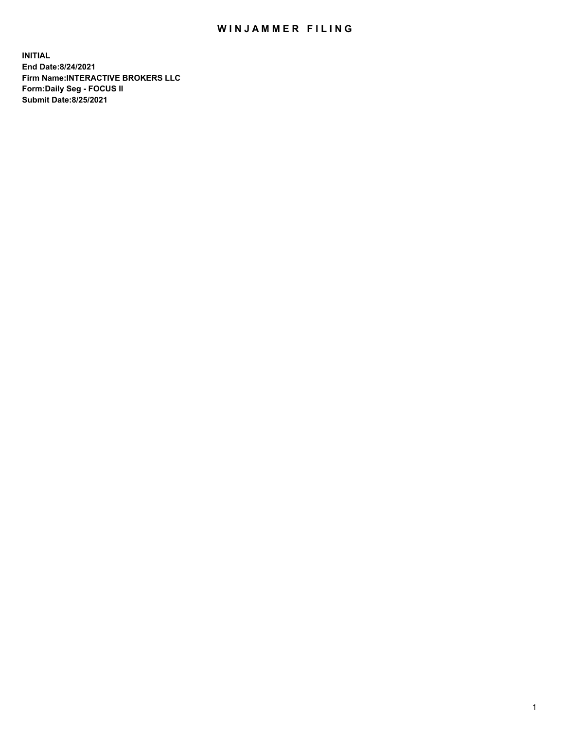# WINJAMMER FILING

**INITIAL**
**End Date:8/24/2021**
**Firm Name:INTERACTIVE BROKERS LLC**
**Form:Daily Seg - FOCUS II**
**Submit Date:8/25/2021**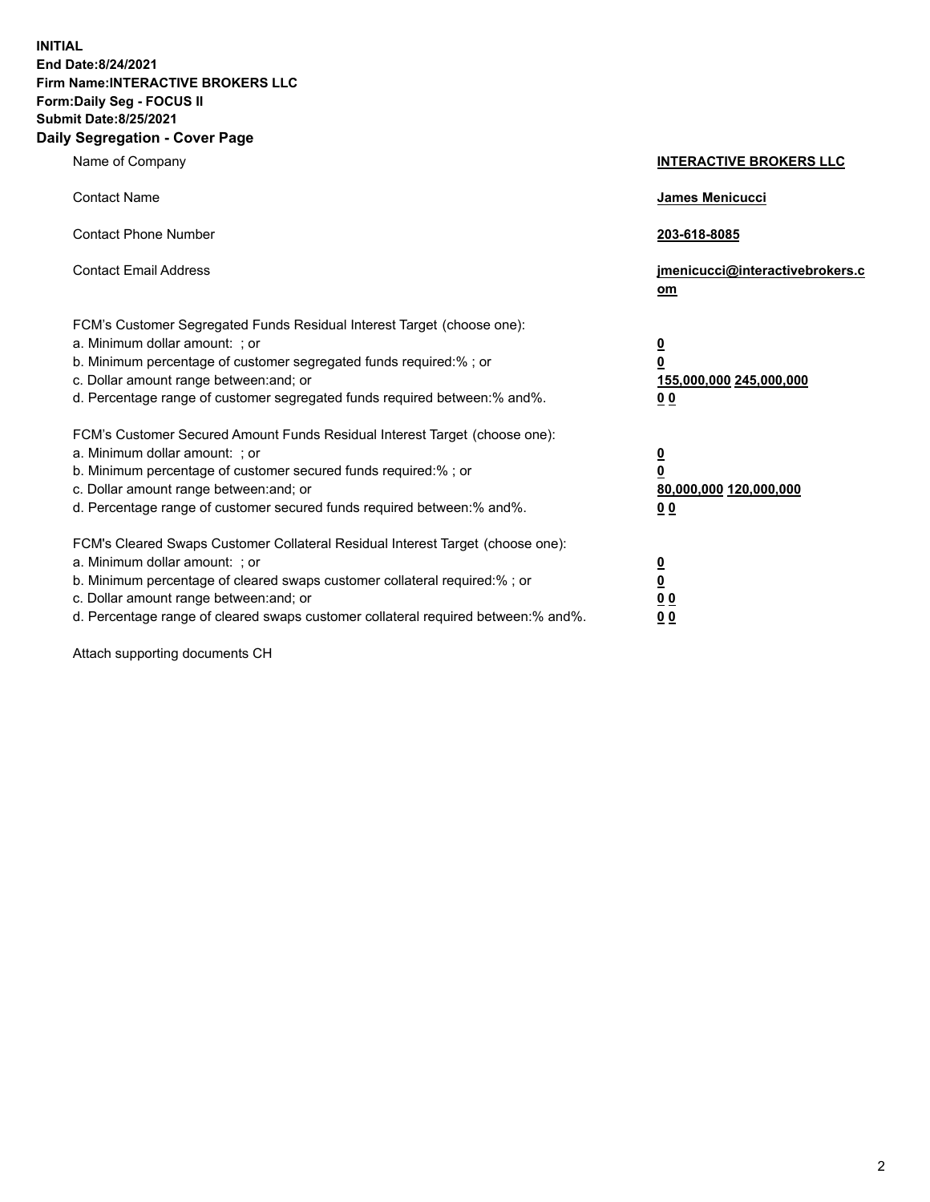**INITIAL**
**End Date:8/24/2021**
**Firm Name:INTERACTIVE BROKERS LLC**
**Form:Daily Seg - FOCUS II**
**Submit Date:8/25/2021**

## Daily Segregation - Cover Page

| | |
|---|---|
| Name of Company | **INTERACTIVE BROKERS LLC** |
| Contact Name | **James Menicucci** |
| Contact Phone Number | **203-618-8085** |
| Contact Email Address | **jmenicucci@interactivebrokers.com** |

FCM's Customer Segregated Funds Residual Interest Target (choose one):

| | |
|---|---|
| a. Minimum dollar amount: ; or | **0** |
| b. Minimum percentage of customer segregated funds required:% ; or | **0** |
| c. Dollar amount range between:and; or | **155,000,000 245,000,000** |
| d. Percentage range of customer segregated funds required between:% and%. | **0 0** |

FCM's Customer Secured Amount Funds Residual Interest Target (choose one):

| | |
|---|---|
| a. Minimum dollar amount: ; or | **0** |
| b. Minimum percentage of customer secured funds required:% ; or | **0** |
| c. Dollar amount range between:and; or | **80,000,000 120,000,000** |
| d. Percentage range of customer secured funds required between:% and%. | **0 0** |

FCM's Cleared Swaps Customer Collateral Residual Interest Target (choose one):

| | |
|---|---|
| a. Minimum dollar amount: ; or | **0** |
| b. Minimum percentage of cleared swaps customer collateral required:% ; or | **0** |
| c. Dollar amount range between:and; or | **0 0** |
| d. Percentage range of cleared swaps customer collateral required between:% and%. | **0 0** |

Attach supporting documents CH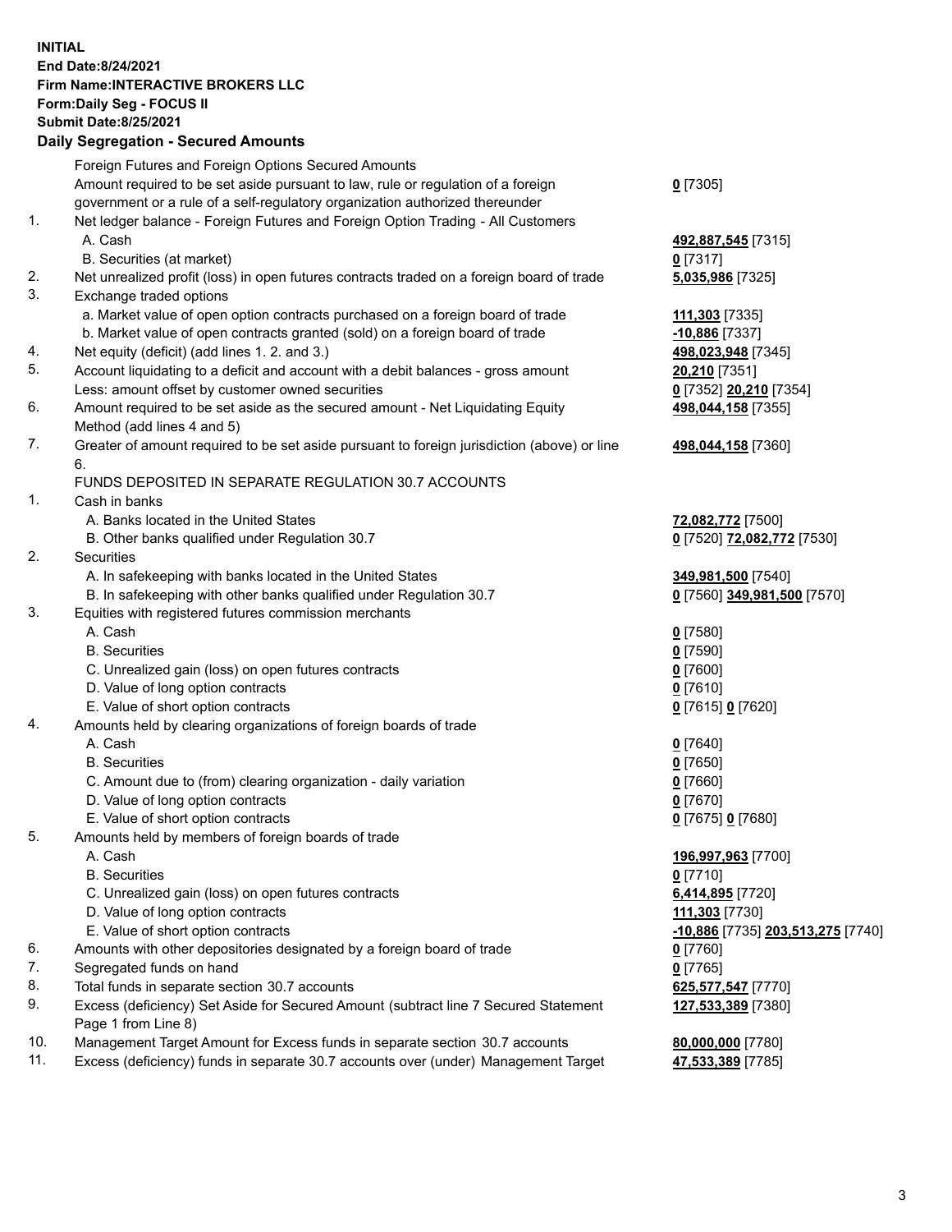**INITIAL**
**End Date:8/24/2021**
**Firm Name:INTERACTIVE BROKERS LLC**
**Form:Daily Seg - FOCUS II**
**Submit Date:8/25/2021**

### Daily Segregation - Secured Amounts

| | | |
|---|---|---|
| | Foreign Futures and Foreign Options Secured Amounts | |
| | Amount required to be set aside pursuant to law, rule or regulation of a foreign government or a rule of a self-regulatory organization authorized thereunder | **0** [7305] |
| 1. | Net ledger balance - Foreign Futures and Foreign Option Trading - All Customers | |
| | A. Cash | **492,887,545** [7315] |
| | B. Securities (at market) | **0** [7317] |
| 2. | Net unrealized profit (loss) in open futures contracts traded on a foreign board of trade | **5,035,986** [7325] |
| 3. | Exchange traded options | |
| | a. Market value of open option contracts purchased on a foreign board of trade | **111,303** [7335] |
| | b. Market value of open contracts granted (sold) on a foreign board of trade | **-10,886** [7337] |
| 4. | Net equity (deficit) (add lines 1. 2. and 3.) | **498,023,948** [7345] |
| 5. | Account liquidating to a deficit and account with a debit balances - gross amount | **20,210** [7351] |
| | Less: amount offset by customer owned securities | **0** [7352] **20,210** [7354] |
| 6. | Amount required to be set aside as the secured amount - Net Liquidating Equity Method (add lines 4 and 5) | **498,044,158** [7355] |
| 7. | Greater of amount required to be set aside pursuant to foreign jurisdiction (above) or line 6. | **498,044,158** [7360] |
| | FUNDS DEPOSITED IN SEPARATE REGULATION 30.7 ACCOUNTS | |
| 1. | Cash in banks | |
| | A. Banks located in the United States | **72,082,772** [7500] |
| | B. Other banks qualified under Regulation 30.7 | **0** [7520] **72,082,772** [7530] |
| 2. | Securities | |
| | A. In safekeeping with banks located in the United States | **349,981,500** [7540] |
| | B. In safekeeping with other banks qualified under Regulation 30.7 | **0** [7560] **349,981,500** [7570] |
| 3. | Equities with registered futures commission merchants | |
| | A. Cash | **0** [7580] |
| | B. Securities | **0** [7590] |
| | C. Unrealized gain (loss) on open futures contracts | **0** [7600] |
| | D. Value of long option contracts | **0** [7610] |
| | E. Value of short option contracts | **0** [7615] **0** [7620] |
| 4. | Amounts held by clearing organizations of foreign boards of trade | |
| | A. Cash | **0** [7640] |
| | B. Securities | **0** [7650] |
| | C. Amount due to (from) clearing organization - daily variation | **0** [7660] |
| | D. Value of long option contracts | **0** [7670] |
| | E. Value of short option contracts | **0** [7675] **0** [7680] |
| 5. | Amounts held by members of foreign boards of trade | |
| | A. Cash | **196,997,963** [7700] |
| | B. Securities | **0** [7710] |
| | C. Unrealized gain (loss) on open futures contracts | **6,414,895** [7720] |
| | D. Value of long option contracts | **111,303** [7730] |
| | E. Value of short option contracts | **-10,886** [7735] **203,513,275** [7740] |
| 6. | Amounts with other depositories designated by a foreign board of trade | **0** [7760] |
| 7. | Segregated funds on hand | **0** [7765] |
| 8. | Total funds in separate section 30.7 accounts | **625,577,547** [7770] |
| 9. | Excess (deficiency) Set Aside for Secured Amount (subtract line 7 Secured Statement Page 1 from Line 8) | **127,533,389** [7380] |
| 10. | Management Target Amount for Excess funds in separate section 30.7 accounts | **80,000,000** [7780] |
| 11. | Excess (deficiency) funds in separate 30.7 accounts over (under) Management Target | **47,533,389** [7785] |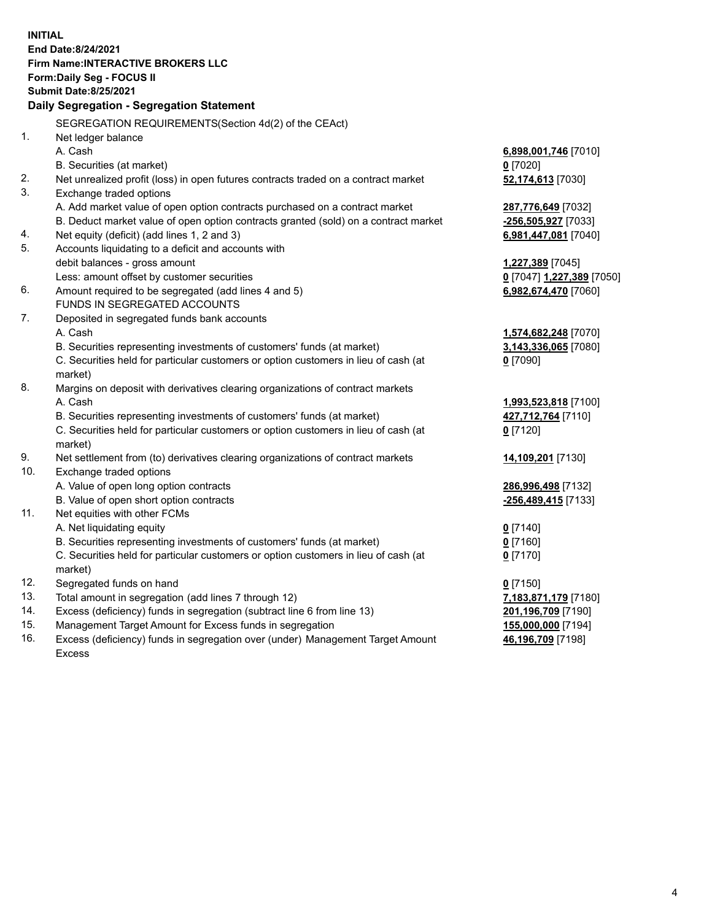**INITIAL**
**End Date:8/24/2021**
**Firm Name:INTERACTIVE BROKERS LLC**
**Form:Daily Seg - FOCUS II**
**Submit Date:8/25/2021**

**Daily Segregation - Segregation Statement**

SEGREGATION REQUIREMENTS(Section 4d(2) of the CEAct)

| | | |
|---|---|---|
| 1. | Net ledger balance | |
| | A. Cash | **6,898,001,746** [7010] |
| | B. Securities (at market) | **0** [7020] |
| 2. | Net unrealized profit (loss) in open futures contracts traded on a contract market | **52,174,613** [7030] |
| 3. | Exchange traded options | |
| | A. Add market value of open option contracts purchased on a contract market | **287,776,649** [7032] |
| | B. Deduct market value of open option contracts granted (sold) on a contract market | **-256,505,927** [7033] |
| 4. | Net equity (deficit) (add lines 1, 2 and 3) | **6,981,447,081** [7040] |
| 5. | Accounts liquidating to a deficit and accounts with debit balances - gross amount | **1,227,389** [7045] |
| | Less: amount offset by customer securities | **0** [7047] **1,227,389** [7050] |
| 6. | Amount required to be segregated (add lines 4 and 5) | **6,982,674,470** [7060] |
| | FUNDS IN SEGREGATED ACCOUNTS | |
| 7. | Deposited in segregated funds bank accounts | |
| | A. Cash | **1,574,682,248** [7070] |
| | B. Securities representing investments of customers' funds (at market) | **3,143,336,065** [7080] |
| | C. Securities held for particular customers or option customers in lieu of cash (at market) | **0** [7090] |
| 8. | Margins on deposit with derivatives clearing organizations of contract markets | |
| | A. Cash | **1,993,523,818** [7100] |
| | B. Securities representing investments of customers' funds (at market) | **427,712,764** [7110] |
| | C. Securities held for particular customers or option customers in lieu of cash (at market) | **0** [7120] |
| 9. | Net settlement from (to) derivatives clearing organizations of contract markets | **14,109,201** [7130] |
| 10. | Exchange traded options | |
| | A. Value of open long option contracts | **286,996,498** [7132] |
| | B. Value of open short option contracts | **-256,489,415** [7133] |
| 11. | Net equities with other FCMs | |
| | A. Net liquidating equity | **0** [7140] |
| | B. Securities representing investments of customers' funds (at market) | **0** [7160] |
| | C. Securities held for particular customers or option customers in lieu of cash (at market) | **0** [7170] |
| 12. | Segregated funds on hand | **0** [7150] |
| 13. | Total amount in segregation (add lines 7 through 12) | **7,183,871,179** [7180] |
| 14. | Excess (deficiency) funds in segregation (subtract line 6 from line 13) | **201,196,709** [7190] |
| 15. | Management Target Amount for Excess funds in segregation | **155,000,000** [7194] |
| 16. | Excess (deficiency) funds in segregation over (under) Management Target Amount Excess | **46,196,709** [7198] |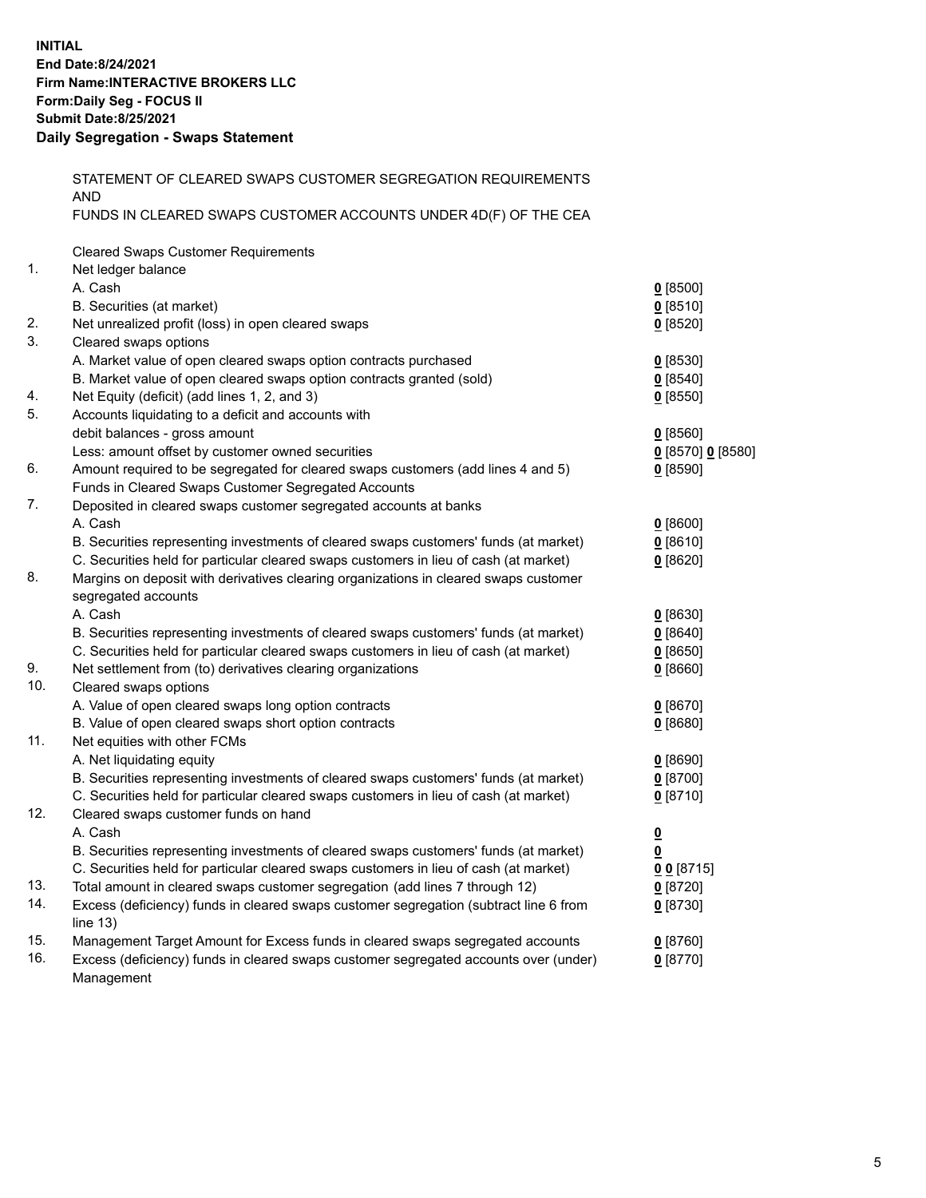**INITIAL**
**End Date:8/24/2021**
**Firm Name:INTERACTIVE BROKERS LLC**
**Form:Daily Seg - FOCUS II**
**Submit Date:8/25/2021**
**Daily Segregation - Swaps Statement**

STATEMENT OF CLEARED SWAPS CUSTOMER SEGREGATION REQUIREMENTS AND FUNDS IN CLEARED SWAPS CUSTOMER ACCOUNTS UNDER 4D(F) OF THE CEA

| | | |
|---|---|---|
| | Cleared Swaps Customer Requirements | |
| 1. | Net ledger balance | |
| | A. Cash | 0 [8500] |
| | B. Securities (at market) | 0 [8510] |
| 2. | Net unrealized profit (loss) in open cleared swaps | 0 [8520] |
| 3. | Cleared swaps options | |
| | A. Market value of open cleared swaps option contracts purchased | 0 [8530] |
| | B. Market value of open cleared swaps option contracts granted (sold) | 0 [8540] |
| 4. | Net Equity (deficit) (add lines 1, 2, and 3) | 0 [8550] |
| 5. | Accounts liquidating to a deficit and accounts with | |
| | debit balances - gross amount | 0 [8560] |
| | Less: amount offset by customer owned securities | 0 [8570] 0 [8580] |
| 6. | Amount required to be segregated for cleared swaps customers (add lines 4 and 5) | 0 [8590] |
| | Funds in Cleared Swaps Customer Segregated Accounts | |
| 7. | Deposited in cleared swaps customer segregated accounts at banks | |
| | A. Cash | 0 [8600] |
| | B. Securities representing investments of cleared swaps customers' funds (at market) | 0 [8610] |
| | C. Securities held for particular cleared swaps customers in lieu of cash (at market) | 0 [8620] |
| 8. | Margins on deposit with derivatives clearing organizations in cleared swaps customer segregated accounts | |
| | A. Cash | 0 [8630] |
| | B. Securities representing investments of cleared swaps customers' funds (at market) | 0 [8640] |
| | C. Securities held for particular cleared swaps customers in lieu of cash (at market) | 0 [8650] |
| 9. | Net settlement from (to) derivatives clearing organizations | 0 [8660] |
| 10. | Cleared swaps options | |
| | A. Value of open cleared swaps long option contracts | 0 [8670] |
| | B. Value of open cleared swaps short option contracts | 0 [8680] |
| 11. | Net equities with other FCMs | |
| | A. Net liquidating equity | 0 [8690] |
| | B. Securities representing investments of cleared swaps customers' funds (at market) | 0 [8700] |
| | C. Securities held for particular cleared swaps customers in lieu of cash (at market) | 0 [8710] |
| 12. | Cleared swaps customer funds on hand | |
| | A. Cash | 0 |
| | B. Securities representing investments of cleared swaps customers' funds (at market) | 0 |
| | C. Securities held for particular cleared swaps customers in lieu of cash (at market) | 0 0 [8715] |
| 13. | Total amount in cleared swaps customer segregation (add lines 7 through 12) | 0 [8720] |
| 14. | Excess (deficiency) funds in cleared swaps customer segregation (subtract line 6 from line 13) | 0 [8730] |
| 15. | Management Target Amount for Excess funds in cleared swaps segregated accounts | 0 [8760] |
| 16. | Excess (deficiency) funds in cleared swaps customer segregated accounts over (under) Management | 0 [8770] |